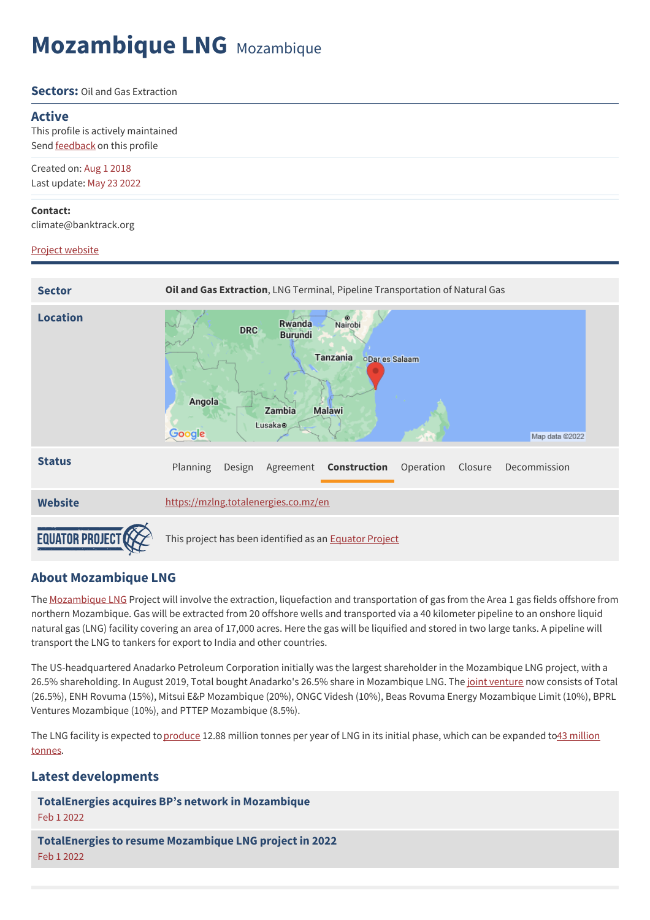# Mozambique LNG Mozambique

**Sectors:** Oil and Gas Extraction

## Active

This profile is actively maintained
Send feedback on this profile

Created on: Aug 1 2018
Last update: May 23 2022

**Contact:**
climate@banktrack.org

Project website

| | |
|---|---|
| **Sector** | **Oil and Gas Extraction**, LNG Terminal, Pipeline Transportation of Natural Gas |
| **Location** | |
| **Status** | Planning · Design · Agreement · **Construction** · Operation · Closure · Decommission |
| **Website** | https://mzlng.totalenergies.co.mz/en |
| EQUATOR PROJECT | This project has been identified as an Equator Project |

## About Mozambique LNG

The Mozambique LNG Project will involve the extraction, liquefaction and transportation of gas from the Area 1 gas fields offshore from northern Mozambique. Gas will be extracted from 20 offshore wells and transported via a 40 kilometer pipeline to an onshore liquid natural gas (LNG) facility covering an area of 17,000 acres. Here the gas will be liquified and stored in two large tanks. A pipeline will transport the LNG to tankers for export to India and other countries.

The US-headquartered Anadarko Petroleum Corporation initially was the largest shareholder in the Mozambique LNG project, with a 26.5% shareholding. In August 2019, Total bought Anadarko's 26.5% share in Mozambique LNG. The joint venture now consists of Total (26.5%), ENH Rovuma (15%), Mitsui E&P Mozambique (20%), ONGC Videsh (10%), Beas Rovuma Energy Mozambique Limit (10%), BPRL Ventures Mozambique (10%), and PTTEP Mozambique (8.5%).

The LNG facility is expected to produce 12.88 million tonnes per year of LNG in its initial phase, which can be expanded to 43 million tonnes.

## Latest developments

**TotalEnergies acquires BP's network in Mozambique**
Feb 1 2022

**TotalEnergies to resume Mozambique LNG project in 2022**
Feb 1 2022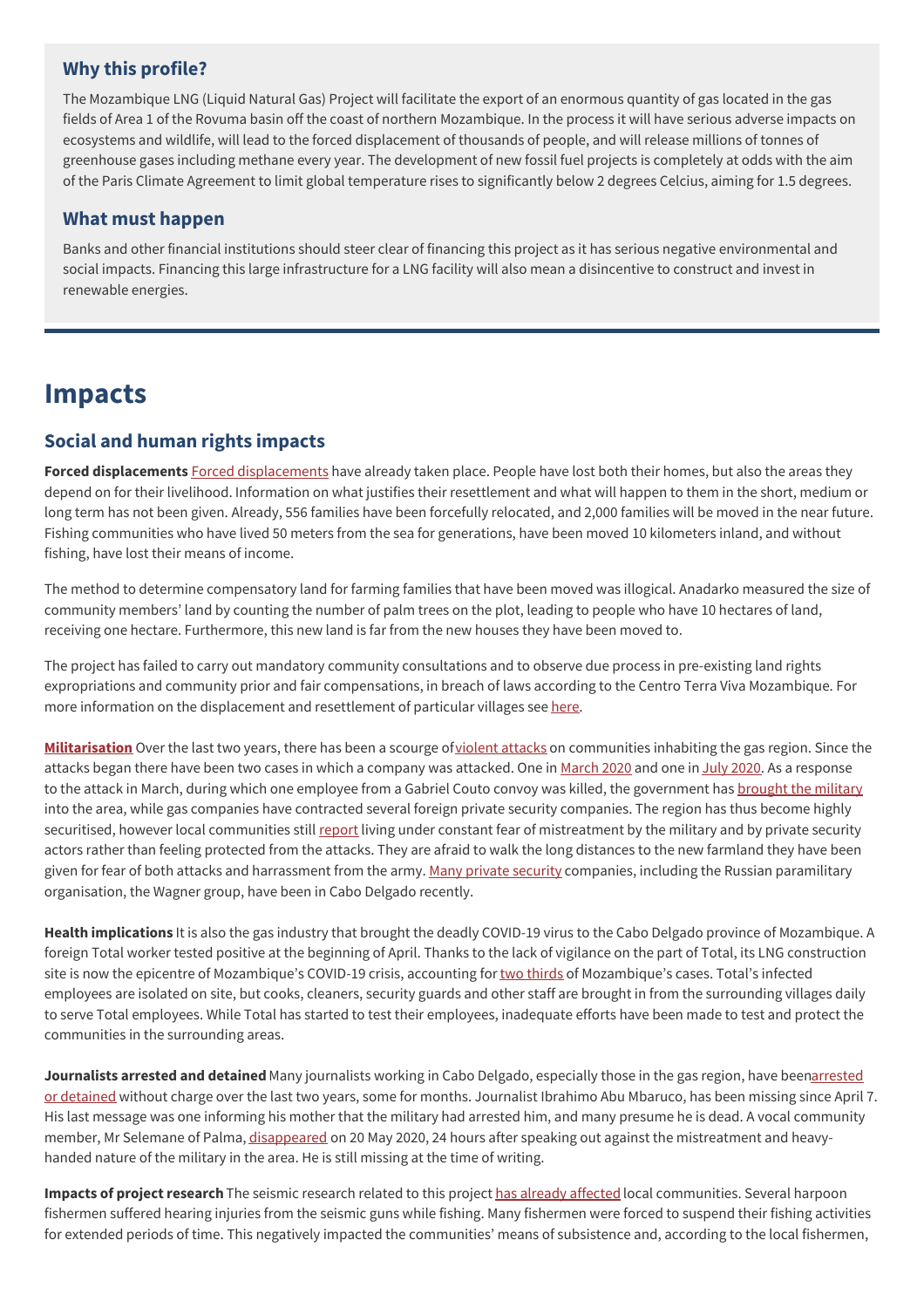### Why this profile?

The Mozambique LNG (Liquid Natural Gas) Project will facilitate the export of an enormous quantity of gas located in the gas fields of Area 1 of the Rovuma basin off the coast of northern Mozambique. In the process it will have serious adverse impacts on ecosystems and wildlife, will lead to the forced displacement of thousands of people, and will release millions of tonnes of greenhouse gases including methane every year. The development of new fossil fuel projects is completely at odds with the aim of the Paris Climate Agreement to limit global temperature rises to significantly below 2 degrees Celcius, aiming for 1.5 degrees.

### What must happen

Banks and other financial institutions should steer clear of financing this project as it has serious negative environmental and social impacts. Financing this large infrastructure for a LNG facility will also mean a disincentive to construct and invest in renewable energies.

# Impacts

## Social and human rights impacts

**Forced displacements** Forced displacements have already taken place. People have lost both their homes, but also the areas they depend on for their livelihood. Information on what justifies their resettlement and what will happen to them in the short, medium or long term has not been given. Already, 556 families have been forcefully relocated, and 2,000 families will be moved in the near future. Fishing communities who have lived 50 meters from the sea for generations, have been moved 10 kilometers inland, and without fishing, have lost their means of income.

The method to determine compensatory land for farming families that have been moved was illogical. Anadarko measured the size of community members' land by counting the number of palm trees on the plot, leading to people who have 10 hectares of land, receiving one hectare. Furthermore, this new land is far from the new houses they have been moved to.

The project has failed to carry out mandatory community consultations and to observe due process in pre-existing land rights expropriations and community prior and fair compensations, in breach of laws according to the Centro Terra Viva Mozambique. For more information on the displacement and resettlement of particular villages see here.

**Militarisation** Over the last two years, there has been a scourge of violent attacks on communities inhabiting the gas region. Since the attacks began there have been two cases in which a company was attacked. One in March 2020 and one in July 2020. As a response to the attack in March, during which one employee from a Gabriel Couto convoy was killed, the government has brought the military into the area, while gas companies have contracted several foreign private security companies. The region has thus become highly securitised, however local communities still report living under constant fear of mistreatment by the military and by private security actors rather than feeling protected from the attacks. They are afraid to walk the long distances to the new farmland they have been given for fear of both attacks and harrassment from the army. Many private security companies, including the Russian paramilitary organisation, the Wagner group, have been in Cabo Delgado recently.

**Health implications** It is also the gas industry that brought the deadly COVID-19 virus to the Cabo Delgado province of Mozambique. A foreign Total worker tested positive at the beginning of April. Thanks to the lack of vigilance on the part of Total, its LNG construction site is now the epicentre of Mozambique's COVID-19 crisis, accounting for two thirds of Mozambique's cases. Total's infected employees are isolated on site, but cooks, cleaners, security guards and other staff are brought in from the surrounding villages daily to serve Total employees. While Total has started to test their employees, inadequate efforts have been made to test and protect the communities in the surrounding areas.

**Journalists arrested and detained** Many journalists working in Cabo Delgado, especially those in the gas region, have been arrested or detained without charge over the last two years, some for months. Journalist Ibrahimo Abu Mbaruco, has been missing since April 7. His last message was one informing his mother that the military had arrested him, and many presume he is dead. A vocal community member, Mr Selemane of Palma, disappeared on 20 May 2020, 24 hours after speaking out against the mistreatment and heavy-handed nature of the military in the area. He is still missing at the time of writing.

**Impacts of project research** The seismic research related to this project has already affected local communities. Several harpoon fishermen suffered hearing injuries from the seismic guns while fishing. Many fishermen were forced to suspend their fishing activities for extended periods of time. This negatively impacted the communities' means of subsistence and, according to the local fishermen,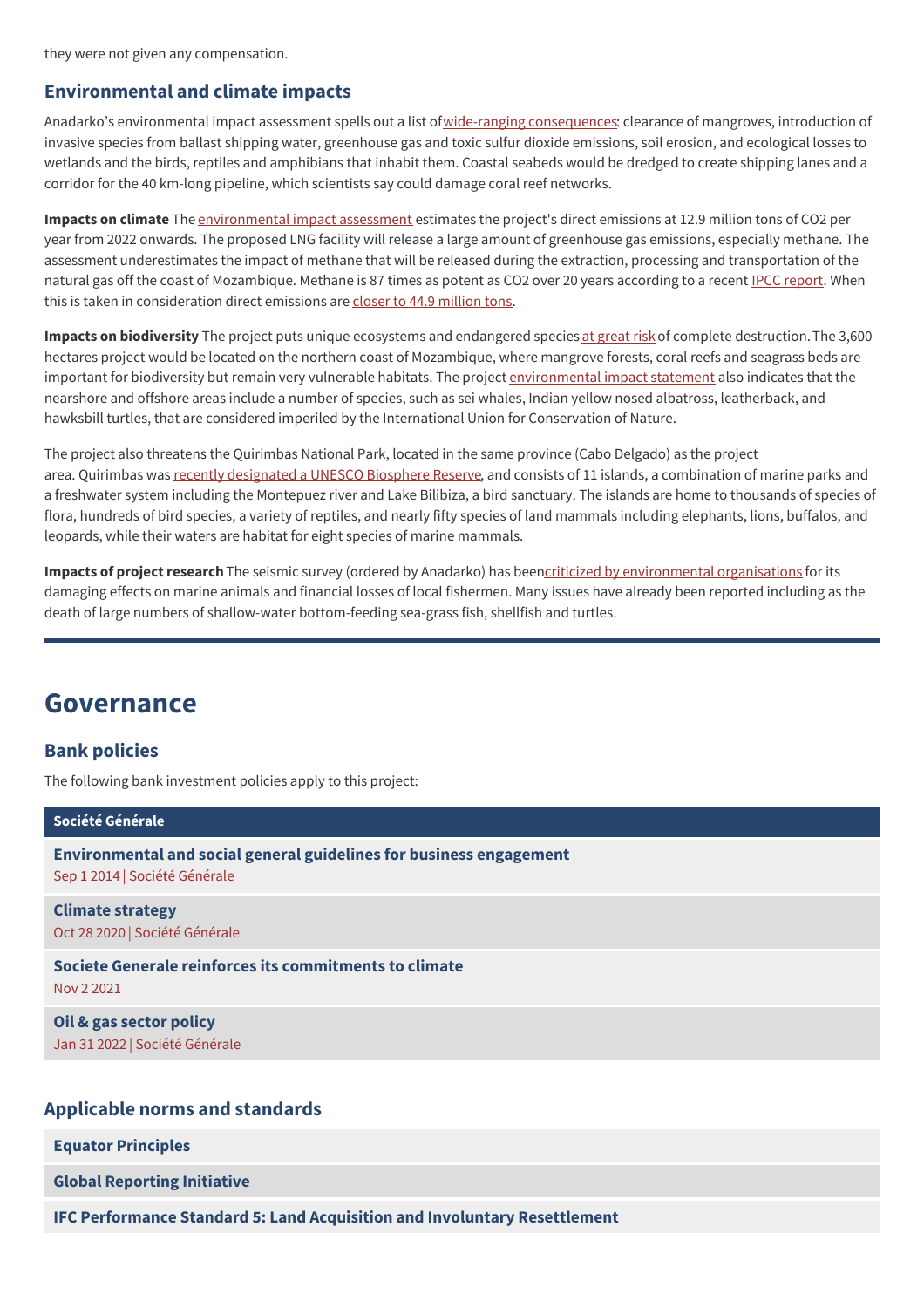they were not given any compensation.

### Environmental and climate impacts

Anadarko's environmental impact assessment spells out a list of wide-ranging consequences: clearance of mangroves, introduction of invasive species from ballast shipping water, greenhouse gas and toxic sulfur dioxide emissions, soil erosion, and ecological losses to wetlands and the birds, reptiles and amphibians that inhabit them. Coastal seabeds would be dredged to create shipping lanes and a corridor for the 40 km-long pipeline, which scientists say could damage coral reef networks.

**Impacts on climate** The environmental impact assessment estimates the project's direct emissions at 12.9 million tons of $CO_2$ per year from 2022 onwards. The proposed LNG facility will release a large amount of greenhouse gas emissions, especially methane. The assessment underestimates the impact of methane that will be released during the extraction, processing and transportation of the natural gas off the coast of Mozambique. Methane is 87 times as potent as $CO_2$ over 20 years according to a recent IPCC report. When this is taken in consideration direct emissions are closer to 44.9 million tons.

**Impacts on biodiversity** The project puts unique ecosystems and endangered species at great risk of complete destruction. The 3,600 hectares project would be located on the northern coast of Mozambique, where mangrove forests, coral reefs and seagrass beds are important for biodiversity but remain very vulnerable habitats. The project environmental impact statement also indicates that the nearshore and offshore areas include a number of species, such as sei whales, Indian yellow nosed albatross, leatherback, and hawksbill turtles, that are considered imperiled by the International Union for Conservation of Nature.

The project also threatens the Quirimbas National Park, located in the same province (Cabo Delgado) as the project area. Quirimbas was recently designated a UNESCO Biosphere Reserve, and consists of 11 islands, a combination of marine parks and a freshwater system including the Montepuez river and Lake Bilibiza, a bird sanctuary. The islands are home to thousands of species of flora, hundreds of bird species, a variety of reptiles, and nearly fifty species of land mammals including elephants, lions, buffalos, and leopards, while their waters are habitat for eight species of marine mammals.

**Impacts of project research** The seismic survey (ordered by Anadarko) has been criticized by environmental organisations for its damaging effects on marine animals and financial losses of local fishermen. Many issues have already been reported including as the death of large numbers of shallow-water bottom-feeding sea-grass fish, shellfish and turtles.

---

## Governance

### Bank policies

The following bank investment policies apply to this project:

**Société Générale**

**Environmental and social general guidelines for business engagement**
Sep 1 2014 | Société Générale

**Climate strategy**
Oct 28 2020 | Société Générale

**Societe Generale reinforces its commitments to climate**
Nov 2 2021

**Oil & gas sector policy**
Jan 31 2022 | Société Générale

### Applicable norms and standards

**Equator Principles**

**Global Reporting Initiative**

**IFC Performance Standard 5: Land Acquisition and Involuntary Resettlement**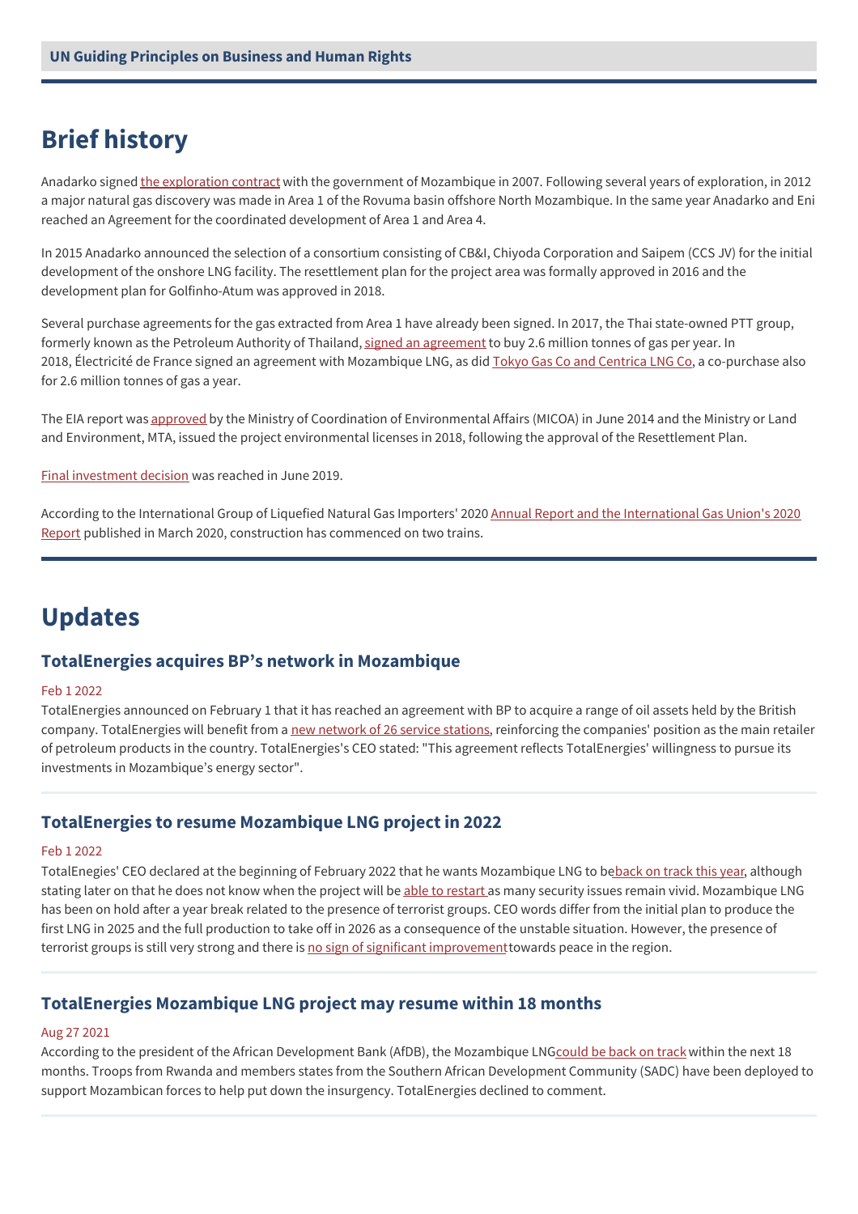UN Guiding Principles on Business and Human Rights

## Brief history

Anadarko signed the exploration contract with the government of Mozambique in 2007. Following several years of exploration, in 2012 a major natural gas discovery was made in Area 1 of the Rovuma basin offshore North Mozambique. In the same year Anadarko and Eni reached an Agreement for the coordinated development of Area 1 and Area 4.

In 2015 Anadarko announced the selection of a consortium consisting of CB&I, Chiyoda Corporation and Saipem (CCS JV) for the initial development of the onshore LNG facility. The resettlement plan for the project area was formally approved in 2016 and the development plan for Golfinho-Atum was approved in 2018.

Several purchase agreements for the gas extracted from Area 1 have already been signed. In 2017, the Thai state-owned PTT group, formerly known as the Petroleum Authority of Thailand, signed an agreement to buy 2.6 million tonnes of gas per year. In 2018, Électricité de France signed an agreement with Mozambique LNG, as did Tokyo Gas Co and Centrica LNG Co, a co-purchase also for 2.6 million tonnes of gas a year.

The EIA report was approved by the Ministry of Coordination of Environmental Affairs (MICOA) in June 2014 and the Ministry or Land and Environment, MTA, issued the project environmental licenses in 2018, following the approval of the Resettlement Plan.

Final investment decision was reached in June 2019.

According to the International Group of Liquefied Natural Gas Importers' 2020 Annual Report and the International Gas Union's 2020 Report published in March 2020, construction has commenced on two trains.

## Updates

### TotalEnergies acquires BP's network in Mozambique

Feb 1 2022

TotalEnergies announced on February 1 that it has reached an agreement with BP to acquire a range of oil assets held by the British company. TotalEnergies will benefit from a new network of 26 service stations, reinforcing the companies' position as the main retailer of petroleum products in the country. TotalEnergies's CEO stated: "This agreement reflects TotalEnergies' willingness to pursue its investments in Mozambique's energy sector".

### TotalEnergies to resume Mozambique LNG project in 2022

Feb 1 2022

TotalEnegies' CEO declared at the beginning of February 2022 that he wants Mozambique LNG to beback on track this year, although stating later on that he does not know when the project will be able to restart as many security issues remain vivid. Mozambique LNG has been on hold after a year break related to the presence of terrorist groups. CEO words differ from the initial plan to produce the first LNG in 2025 and the full production to take off in 2026 as a consequence of the unstable situation. However, the presence of terrorist groups is still very strong and there is no sign of significant improvementtowards peace in the region.

### TotalEnergies Mozambique LNG project may resume within 18 months

Aug 27 2021

According to the president of the African Development Bank (AfDB), the Mozambique LNGcould be back on track within the next 18 months. Troops from Rwanda and members states from the Southern African Development Community (SADC) have been deployed to support Mozambican forces to help put down the insurgency. TotalEnergies declined to comment.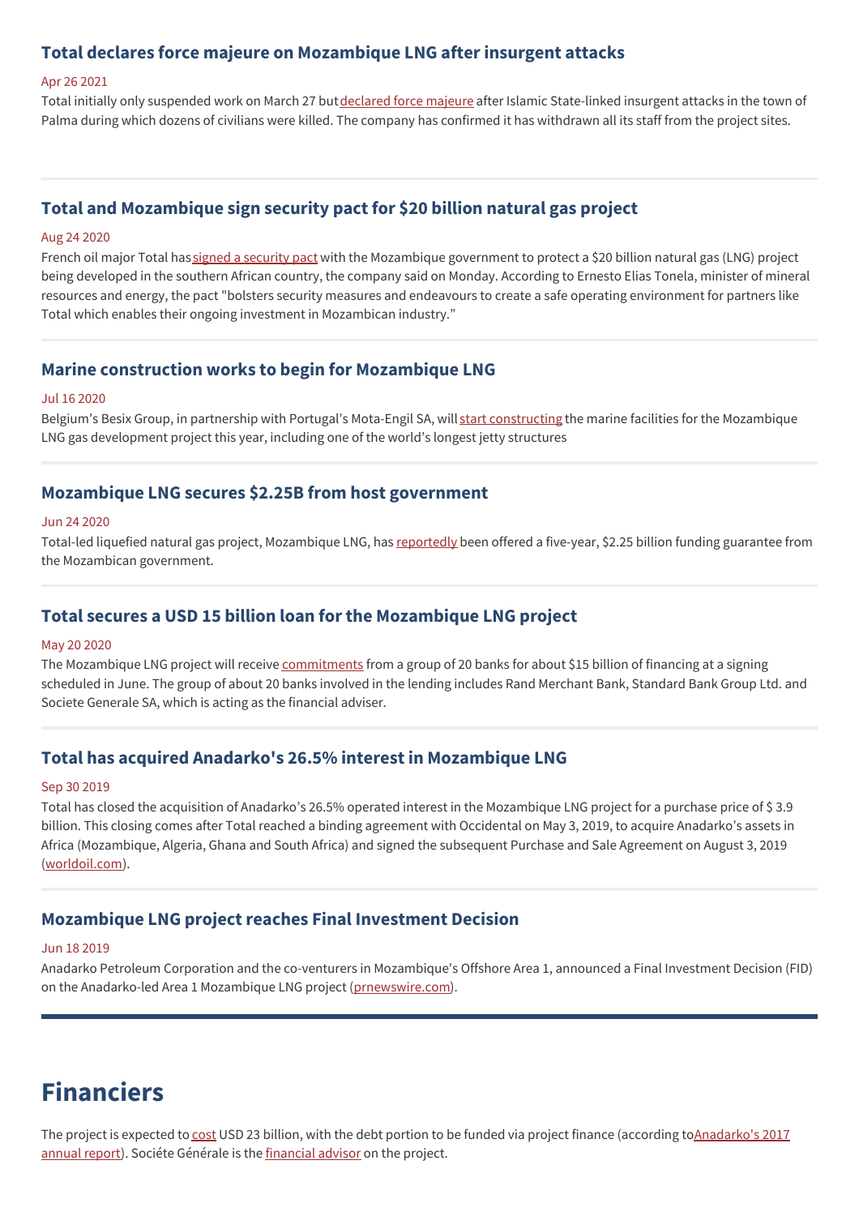### Total declares force majeure on Mozambique LNG after insurgent attacks

Apr 26 2021

Total initially only suspended work on March 27 but declared force majeure after Islamic State-linked insurgent attacks in the town of Palma during which dozens of civilians were killed. The company has confirmed it has withdrawn all its staff from the project sites.

---

### Total and Mozambique sign security pact for $20 billion natural gas project

Aug 24 2020

French oil major Total has signed a security pact with the Mozambique government to protect a $20 billion natural gas (LNG) project being developed in the southern African country, the company said on Monday. According to Ernesto Elias Tonela, minister of mineral resources and energy, the pact "bolsters security measures and endeavours to create a safe operating environment for partners like Total which enables their ongoing investment in Mozambican industry."

---

### Marine construction works to begin for Mozambique LNG

Jul 16 2020

Belgium's Besix Group, in partnership with Portugal's Mota-Engil SA, will start constructing the marine facilities for the Mozambique LNG gas development project this year, including one of the world's longest jetty structures

---

### Mozambique LNG secures $2.25B from host government

Jun 24 2020

Total-led liquefied natural gas project, Mozambique LNG, has reportedly been offered a five-year, $2.25 billion funding guarantee from the Mozambican government.

---

### Total secures a USD 15 billion loan for the Mozambique LNG project

May 20 2020

The Mozambique LNG project will receive commitments from a group of 20 banks for about $15 billion of financing at a signing scheduled in June. The group of about 20 banks involved in the lending includes Rand Merchant Bank, Standard Bank Group Ltd. and Societe Generale SA, which is acting as the financial adviser.

---

### Total has acquired Anadarko's 26.5% interest in Mozambique LNG

Sep 30 2019

Total has closed the acquisition of Anadarko's 26.5% operated interest in the Mozambique LNG project for a purchase price of $ 3.9 billion. This closing comes after Total reached a binding agreement with Occidental on May 3, 2019, to acquire Anadarko's assets in Africa (Mozambique, Algeria, Ghana and South Africa) and signed the subsequent Purchase and Sale Agreement on August 3, 2019 (worldoil.com).

---

### Mozambique LNG project reaches Final Investment Decision

Jun 18 2019

Anadarko Petroleum Corporation and the co-venturers in Mozambique's Offshore Area 1, announced a Final Investment Decision (FID) on the Anadarko-led Area 1 Mozambique LNG project (prnewswire.com).

---

## Financiers

The project is expected to cost USD 23 billion, with the debt portion to be funded via project finance (according to Anadarko's 2017 annual report). Sociéte Générale is the financial advisor on the project.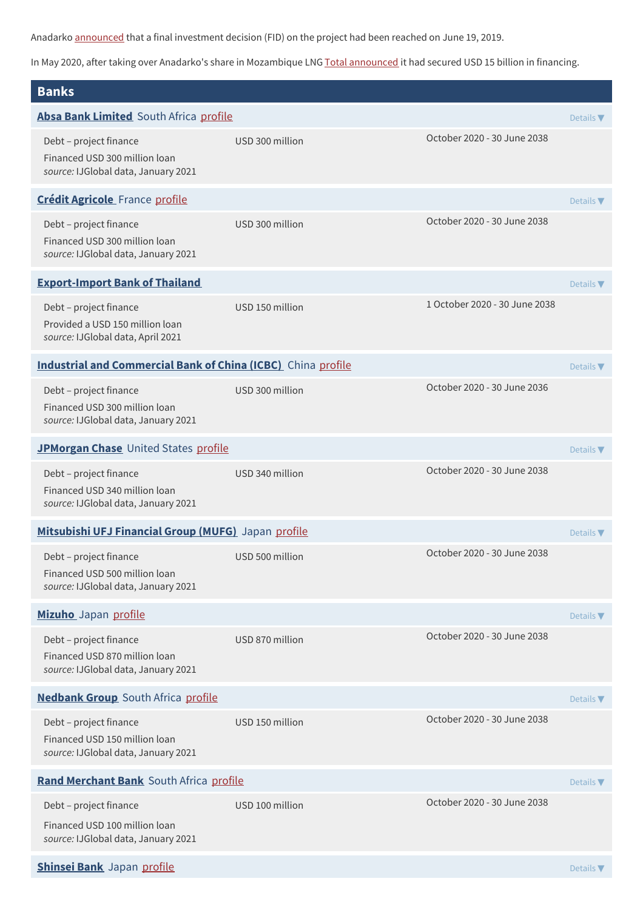Anadarko announced that a final investment decision (FID) on the project had been reached on June 19, 2019.

In May 2020, after taking over Anadarko's share in Mozambique LNG Total announced it had secured USD 15 billion in financing.

## Banks

**Absa Bank Limited** South Africa profile — Details ▼

| Debt – project finance | USD 300 million | October 2020 - 30 June 2038 |
|---|---|---|
| Financed USD 300 million loan<br>*source:* IJGlobal data, January 2021 | | |

**Crédit Agricole** France profile — Details ▼

| Debt – project finance | USD 300 million | October 2020 - 30 June 2038 |
|---|---|---|
| Financed USD 300 million loan<br>*source:* IJGlobal data, January 2021 | | |

**Export-Import Bank of Thailand** — Details ▼

| Debt – project finance | USD 150 million | 1 October 2020 - 30 June 2038 |
|---|---|---|
| Provided a USD 150 million loan<br>*source:* IJGlobal data, April 2021 | | |

**Industrial and Commercial Bank of China (ICBC)** China profile — Details ▼

| Debt – project finance | USD 300 million | October 2020 - 30 June 2036 |
|---|---|---|
| Financed USD 300 million loan<br>*source:* IJGlobal data, January 2021 | | |

**JPMorgan Chase** United States profile — Details ▼

| Debt – project finance | USD 340 million | October 2020 - 30 June 2038 |
|---|---|---|
| Financed USD 340 million loan<br>*source:* IJGlobal data, January 2021 | | |

**Mitsubishi UFJ Financial Group (MUFG)** Japan profile — Details ▼

| Debt – project finance | USD 500 million | October 2020 - 30 June 2038 |
|---|---|---|
| Financed USD 500 million loan<br>*source:* IJGlobal data, January 2021 | | |

**Mizuho** Japan profile — Details ▼

| Debt – project finance | USD 870 million | October 2020 - 30 June 2038 |
|---|---|---|
| Financed USD 870 million loan<br>*source:* IJGlobal data, January 2021 | | |

**Nedbank Group** South Africa profile — Details ▼

| Debt – project finance | USD 150 million | October 2020 - 30 June 2038 |
|---|---|---|
| Financed USD 150 million loan<br>*source:* IJGlobal data, January 2021 | | |

**Rand Merchant Bank** South Africa profile — Details ▼

| Debt – project finance | USD 100 million | October 2020 - 30 June 2038 |
|---|---|---|
| Financed USD 100 million loan<br>*source:* IJGlobal data, January 2021 | | |

**Shinsei Bank** Japan profile — Details ▼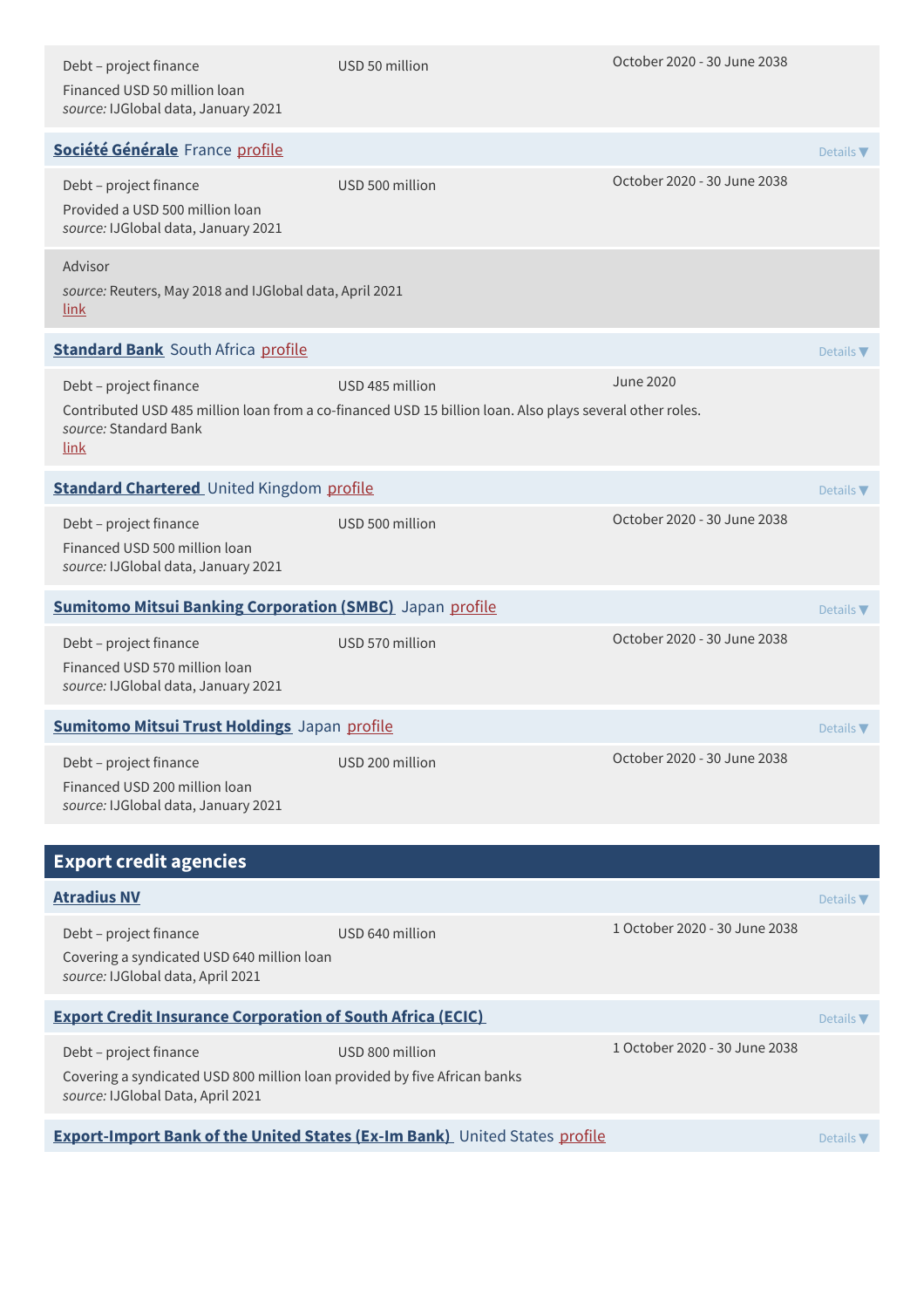Debt – project finance | USD 50 million | October 2020 - 30 June 2038

Financed USD 50 million loan
*source:* IJGlobal data, January 2021

**Société Générale** France profile — Details ▼

Debt – project finance | USD 500 million | October 2020 - 30 June 2038

Provided a USD 500 million loan
*source:* IJGlobal data, January 2021

Advisor

*source:* Reuters, May 2018 and IJGlobal data, April 2021
link

**Standard Bank** South Africa profile — Details ▼

Debt – project finance | USD 485 million | June 2020

Contributed USD 485 million loan from a co-financed USD 15 billion loan. Also plays several other roles.
*source:* Standard Bank
link

**Standard Chartered** United Kingdom profile — Details ▼

Debt – project finance | USD 500 million | October 2020 - 30 June 2038

Financed USD 500 million loan
*source:* IJGlobal data, January 2021

**Sumitomo Mitsui Banking Corporation (SMBC)** Japan profile — Details ▼

Debt – project finance | USD 570 million | October 2020 - 30 June 2038

Financed USD 570 million loan
*source:* IJGlobal data, January 2021

**Sumitomo Mitsui Trust Holdings** Japan profile — Details ▼

Debt – project finance | USD 200 million | October 2020 - 30 June 2038

Financed USD 200 million loan
*source:* IJGlobal data, January 2021

## Export credit agencies

**Atradius NV** — Details ▼

Debt – project finance | USD 640 million | 1 October 2020 - 30 June 2038

Covering a syndicated USD 640 million loan
*source:* IJGlobal data, April 2021

**Export Credit Insurance Corporation of South Africa (ECIC)** — Details ▼

Debt – project finance | USD 800 million | 1 October 2020 - 30 June 2038

Covering a syndicated USD 800 million loan provided by five African banks
*source:* IJGlobal Data, April 2021

**Export-Import Bank of the United States (Ex-Im Bank)** United States profile — Details ▼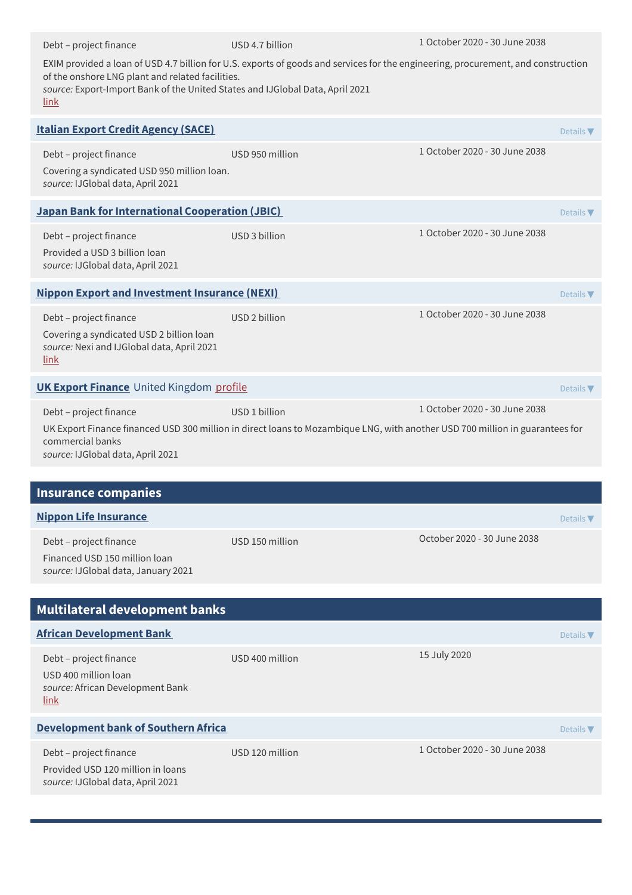Debt – project finance | USD 4.7 billion | 1 October 2020 - 30 June 2038

EXIM provided a loan of USD 4.7 billion for U.S. exports of goods and services for the engineering, procurement, and construction of the onshore LNG plant and related facilities.
*source:* Export-Import Bank of the United States and IJGlobal Data, April 2021
link

### Italian Export Credit Agency (SACE)

Details ▼

Debt – project finance | USD 950 million | 1 October 2020 - 30 June 2038

Covering a syndicated USD 950 million loan.
*source:* IJGlobal data, April 2021

### Japan Bank for International Cooperation (JBIC)

Details ▼

Debt – project finance | USD 3 billion | 1 October 2020 - 30 June 2038

Provided a USD 3 billion loan
*source:* IJGlobal data, April 2021

### Nippon Export and Investment Insurance (NEXI)

Details ▼

Debt – project finance | USD 2 billion | 1 October 2020 - 30 June 2038

Covering a syndicated USD 2 billion loan
*source:* Nexi and IJGlobal data, April 2021
link

### UK Export Finance United Kingdom profile

Details ▼

Debt – project finance | USD 1 billion | 1 October 2020 - 30 June 2038

UK Export Finance financed USD 300 million in direct loans to Mozambique LNG, with another USD 700 million in guarantees for commercial banks
*source:* IJGlobal data, April 2021

## Insurance companies

### Nippon Life Insurance

Details ▼

Debt – project finance | USD 150 million | October 2020 - 30 June 2038

Financed USD 150 million loan
*source:* IJGlobal data, January 2021

## Multilateral development banks

### African Development Bank

Details ▼

Debt – project finance | USD 400 million | 15 July 2020

USD 400 million loan
*source:* African Development Bank
link

### Development bank of Southern Africa

Details ▼

Debt – project finance | USD 120 million | 1 October 2020 - 30 June 2038

Provided USD 120 million in loans
*source:* IJGlobal data, April 2021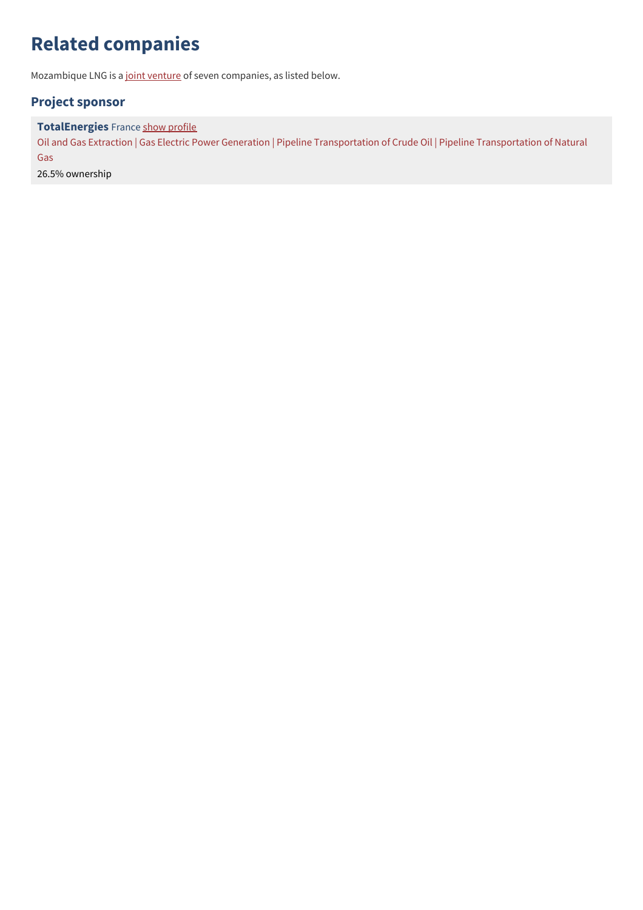# Related companies

Mozambique LNG is a joint venture of seven companies, as listed below.

## Project sponsor

**TotalEnergies** France show profile

Oil and Gas Extraction | Gas Electric Power Generation | Pipeline Transportation of Crude Oil | Pipeline Transportation of Natural Gas

26.5% ownership